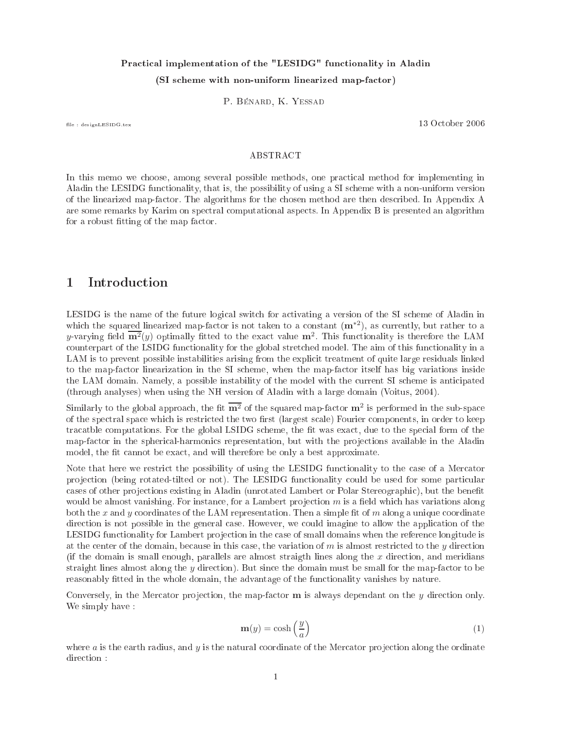**Practical implementation of the "LESIDG" functionality in Aladin**

**(SI scheme with non-uniform linearized map-factor)**

P. Bénard, K. Yessad

file : designLESIDG.tex

13 October 2006

ABSTRACT

In this memo we choose, among several possible methods, one practical method for implementing in Aladin the LESIDG functionality, that is, the possibility of using a SI scheme with a non-uniform version of the linearized map-factor. The algorithms for the chosen method are then described. In Appendix A are some remarks by Karim on spectral computational aspects. In Appendix B is presented an algorithm for a robust fitting of the map factor.

# 1 Introduction

LESIDG is the name of the future logical switch for activating a version of the SI scheme of Aladin in which the squared linearized map-factor is not taken to a constant ($\mathbf{m}^{*2}$), as currently, but rather to a $y$-varying field $\overline{\mathbf{m}^2}(y)$ optimally fitted to the exact value $\mathbf{m}^2$. This functionality is therefore the LAM counterpart of the LSIDG functionality for the global stretched model. The aim of this functionality in a LAM is to prevent possible instabilities arising from the explicit treatment of quite large residuals linked to the map-factor linearization in the SI scheme, when the map-factor itself has big variations inside the LAM domain. Namely, a possible instability of the model with the current SI scheme is anticipated (through analyses) when using the NH version of Aladin with a large domain (Voitus, 2004).

Similarly to the global approach, the fit $\overline{\mathbf{m}^2}$ of the squared map-factor $\mathbf{m}^2$ is performed in the sub-space of the spectral space which is restricted the two first (largest scale) Fourier components, in order to keep tracatble computations. For the global LSIDG scheme, the fit was exact, due to the special form of the map-factor in the spherical-harmonics representation, but with the projections available in the Aladin model, the fit cannot be exact, and will therefore be only a best approximate.

Note that here we restrict the possibility of using the LESIDG functionality to the case of a Mercator projection (being rotated-tilted or not). The LESIDG functionality could be used for some particular cases of other projections existing in Aladin (unrotated Lambert or Polar Stereographic), but the benefit would be almost vanishing. For instance, for a Lambert projection $m$ is a field which has variations along both the $x$ and $y$ coordinates of the LAM representation. Then a simple fit of $m$ along a unique coordinate direction is not possible in the general case. However, we could imagine to allow the application of the LESIDG functionality for Lambert projection in the case of small domains when the reference longitude is at the center of the domain, because in this case, the variation of $m$ is almost restricted to the $y$ direction (if the domain is small enough, parallels are almost straigth lines along the $x$ direction, and meridians straight lines almost along the $y$ direction). But since the domain must be small for the map-factor to be reasonably fitted in the whole domain, the advantage of the functionality vanishes by nature.

Conversely, in the Mercator projection, the map-factor $\mathbf{m}$ is always dependant on the $y$ direction only. We simply have :

$$\mathbf{m}(y) = \cosh\left(\frac{y}{a}\right) \tag{1}$$

where $a$ is the earth radius, and $y$ is the natural coordinate of the Mercator projection along the ordinate direction :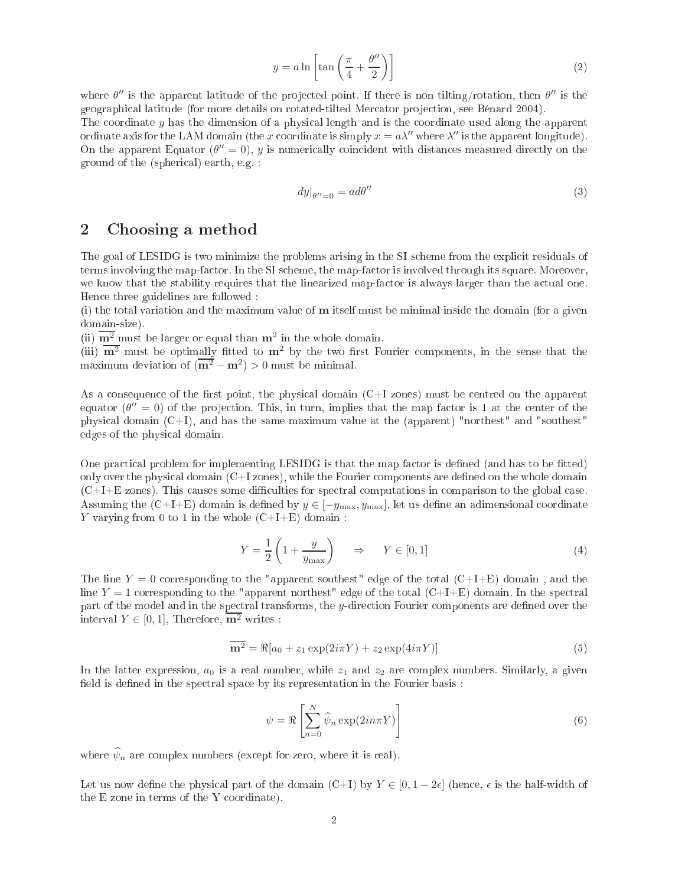$$y = a \ln \left[ \tan \left( \frac{\pi}{4} + \frac{\theta''}{2} \right) \right] \tag{2}$$

where $\theta''$ is the apparent latitude of the projected point. If there is non tilting/rotation, then $\theta''$ is the geographical latitude (for more details on rotated-tilted Mercator projection, see Bénard 2004).
The coordinate $y$ has the dimension of a physical length and is the coordinate used along the apparent ordinate axis for the LAM domain (the $x$ coordinate is simply $x = a\lambda''$ where $\lambda''$ is the apparent longitude). On the apparent Equator ($\theta'' = 0$), $y$ is numerically coincident with distances measured directly on the ground of the (spherical) earth, e.g. :

$$dy|_{\theta''=0} = a d\theta'' \tag{3}$$

## 2 Choosing a method

The goal of LESIDG is two minimize the problems arising in the SI scheme from the explicit residuals of terms involving the map-factor. In the SI scheme, the map-factor is involved through its square. Moreover, we know that the stability requires that the linearized map-factor is always larger than the actual one. Hence three guidelines are followed :
(i) the total variation and the maximum value of $\mathbf{m}$ itself must be minimal inside the domain (for a given domain-size).
(ii) $\overline{\mathbf{m}^2}$ must be larger or equal than $\mathbf{m}^2$ in the whole domain.
(iii) $\overline{\mathbf{m}^2}$ must be optimally fitted to $\mathbf{m}^2$ by the two first Fourier components, in the sense that the maximum deviation of $(\overline{\mathbf{m}^2} - \mathbf{m}^2) > 0$ must be minimal.

As a consequence of the first point, the physical domain (C+I zones) must be centred on the apparent equator ($\theta'' = 0$) of the projection. This, in turn, implies that the map factor is 1 at the center of the physical domain (C+I), and has the same maximum value at the (apparent) "northest" and "southest" edges of the physical domain.

One practical problem for implementing LESIDG is that the map factor is defined (and has to be fitted) only over the physical domain (C+I zones), while the Fourier components are defined on the whole domain (C+I+E zones). This causes some difficulties for spectral computations in comparison to the global case. Assuming the (C+I+E) domain is defined by $y \in [-y_{\max}, y_{\max}]$, let us define an adimensional coordinate $Y$ varying from 0 to 1 in the whole (C+I+E) domain :

$$Y = \frac{1}{2}\left(1 + \frac{y}{y_{\max}}\right) \quad \Rightarrow \quad Y \in [0, 1] \tag{4}$$

The line $Y = 0$ corresponding to the "apparent southest" edge of the total (C+I+E) domain , and the line $Y = 1$ corresponding to the "apparent northest" edge of the total (C+I+E) domain. In the spectral part of the model and in the spectral transforms, the $y$-direction Fourier components are defined over the interval $Y \in [0, 1]$, Therefore, $\overline{\mathbf{m}^2}$ writes :

$$\overline{\mathbf{m}^2} = \Re[a_0 + z_1 \exp(2i\pi Y) + z_2 \exp(4i\pi Y)] \tag{5}$$

In the latter expression, $a_0$ is a real number, while $z_1$ and $z_2$ are complex numbers. Similarly, a given field is defined in the spectral space by its representation in the Fourier basis :

$$\psi = \Re\left[\sum_{n=0}^{N} \widehat{\psi}_n \exp(2in\pi Y)\right] \tag{6}$$

where $\widehat{\psi}_n$ are complex numbers (except for zero, where it is real).

Let us now define the physical part of the domain (C+I) by $Y \in [0, 1 - 2\epsilon]$ (hence, $\epsilon$ is the half-width of the E zone in terms of the Y coordinate).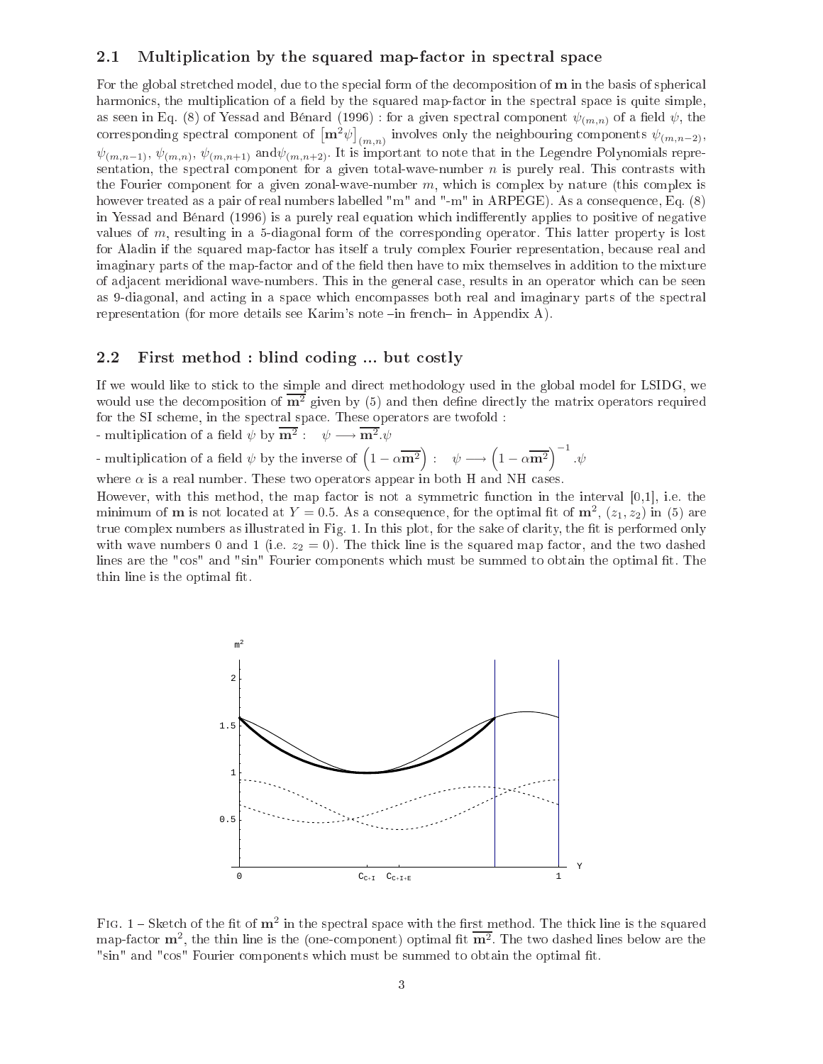### 2.1 Multiplication by the squared map-factor in spectral space

For the global stretched model, due to the special form of the decomposition of $\mathbf{m}$ in the basis of spherical harmonics, the multiplication of a field by the squared map-factor in the spectral space is quite simple, as seen in Eq. (8) of Yessad and Bénard (1996) : for a given spectral component $\psi_{(m,n)}$ of a field $\psi$, the corresponding spectral component of $\left[\mathbf{m}^2\psi\right]_{(m,n)}$ involves only the neighbouring components $\psi_{(m,n-2)}$, $\psi_{(m,n-1)}$, $\psi_{(m,n)}$, $\psi_{(m,n+1)}$ and$\psi_{(m,n+2)}$. It is important to note that in the Legendre Polynomials representation, the spectral component for a given total-wave-number $n$ is purely real. This contrasts with the Fourier component for a given zonal-wave-number $m$, which is complex by nature (this complex is however treated as a pair of real numbers labelled "m" and "-m" in ARPEGE). As a consequence, Eq. (8) in Yessad and Bénard (1996) is a purely real equation which indifferently applies to positive of negative values of $m$, resulting in a 5-diagonal form of the corresponding operator. This latter property is lost for Aladin if the squared map-factor has itself a truly complex Fourier representation, because real and imaginary parts of the map-factor and of the field then have to mix themselves in addition to the mixture of adjacent meridional wave-numbers. This in the general case, results in an operator which can be seen as 9-diagonal, and acting in a space which encompasses both real and imaginary parts of the spectral representation (for more details see Karim's note –in french– in Appendix A).

### 2.2 First method : blind coding ... but costly

If we would like to stick to the simple and direct methodology used in the global model for LSIDG, we would use the decomposition of $\overline{\mathbf{m}^2}$ given by (5) and then define directly the matrix operators required for the SI scheme, in the spectral space. These operators are twofold :

- multiplication of a field $\psi$ by $\overline{\mathbf{m}^2}$ : $\quad \psi \longrightarrow \overline{\mathbf{m}^2}.\psi$

- multiplication of a field $\psi$ by the inverse of $\left(1-\alpha\overline{\mathbf{m}^2}\right)$ : $\quad \psi \longrightarrow \left(1-\alpha\overline{\mathbf{m}^2}\right)^{-1}.\psi$

where $\alpha$ is a real number. These two operators appear in both H and NH cases.

However, with this method, the map factor is not a symmetric function in the interval [0,1], i.e. the minimum of $\mathbf{m}$ is not located at $Y = 0.5$. As a consequence, for the optimal fit of $\mathbf{m}^2$, $(z_1, z_2)$ in (5) are true complex numbers as illustrated in Fig. 1. In this plot, for the sake of clarity, the fit is performed only with wave numbers 0 and 1 (i.e. $z_2 = 0$). The thick line is the squared map factor, and the two dashed lines are the "cos" and "sin" Fourier components which must be summed to obtain the optimal fit. The thin line is the optimal fit.

FIG. 1 – Sketch of the fit of $\mathbf{m}^2$ in the spectral space with the first method. The thick line is the squared map-factor $\mathbf{m}^2$, the thin line is the (one-component) optimal fit $\overline{\mathbf{m}^2}$. The two dashed lines below are the "sin" and "cos" Fourier components which must be summed to obtain the optimal fit.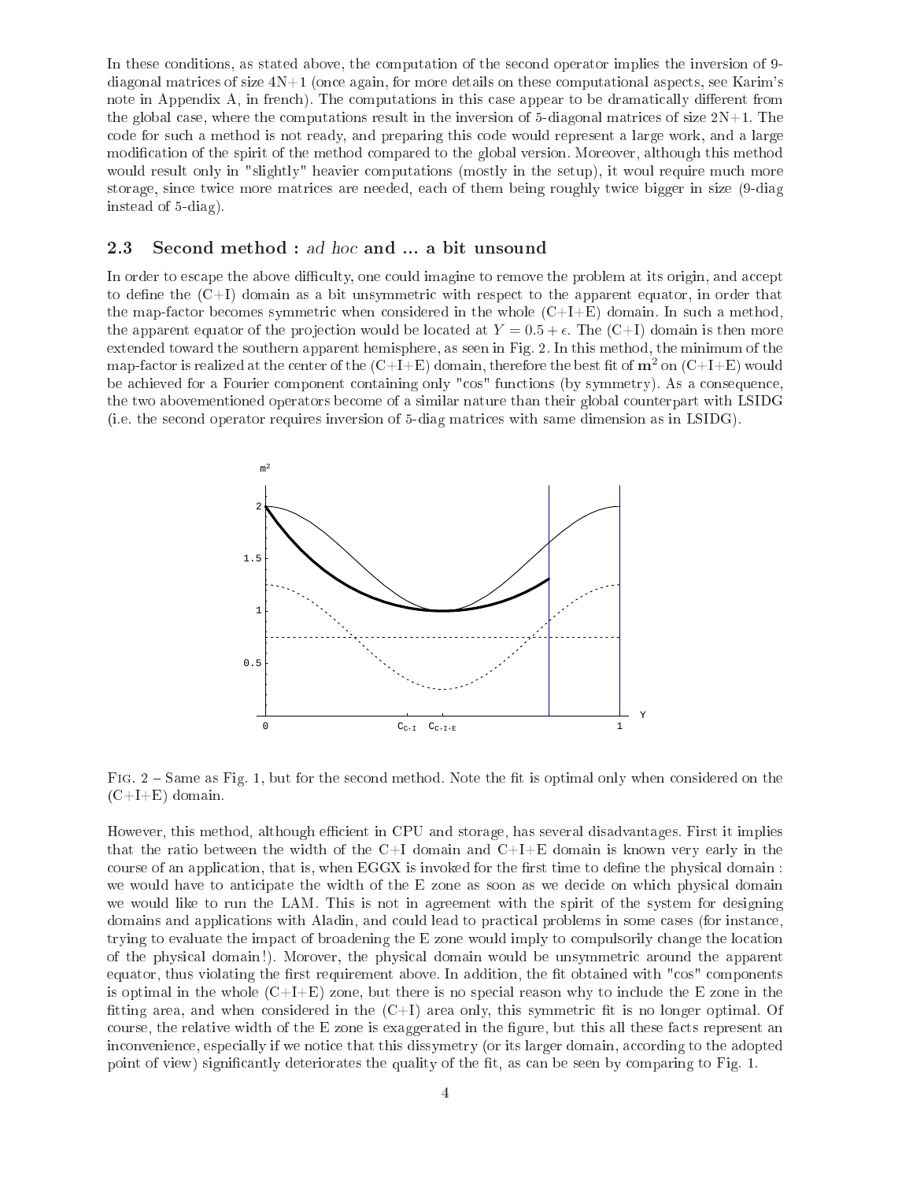In these conditions, as stated above, the computation of the second operator implies the inversion of 9-diagonal matrices of size 4N+1 (once again, for more details on these computational aspects, see Karim's note in Appendix A, in french). The computations in this case appear to be dramatically different from the global case, where the computations result in the inversion of 5-diagonal matrices of size 2N+1. The code for such a method is not ready, and preparing this code would represent a large work, and a large modification of the spirit of the method compared to the global version. Moreover, although this method would result only in "slightly" heavier computations (mostly in the setup), it woul require much more storage, since twice more matrices are needed, each of them being roughly twice bigger in size (9-diag instead of 5-diag).

## 2.3 Second method : *ad hoc* and ... a bit unsound

In order to escape the above difficulty, one could imagine to remove the problem at its origin, and accept to define the (C+I) domain as a bit unsymmetric with respect to the apparent equator, in order that the map-factor becomes symmetric when considered in the whole (C+I+E) domain. In such a method, the apparent equator of the projection would be located at $Y = 0.5 + \epsilon$. The (C+I) domain is then more extended toward the southern apparent hemisphere, as seen in Fig. 2. In this method, the minimum of the map-factor is realized at the center of the (C+I+E) domain, therefore the best fit of $\mathbf{m}^2$ on (C+I+E) would be achieved for a Fourier component containing only "cos" functions (by symmetry). As a consequence, the two abovementioned operators become of a similar nature than their global counterpart with LSIDG (i.e. the second operator requires inversion of 5-diag matrices with same dimension as in LSIDG).

FIG. 2 – Same as Fig. 1, but for the second method. Note the fit is optimal only when considered on the (C+I+E) domain.

However, this method, although efficient in CPU and storage, has several disadvantages. First it implies that the ratio between the width of the C+I domain and C+I+E domain is known very early in the course of an application, that is, when EGGX is invoked for the first time to define the physical domain : we would have to anticipate the width of the E zone as soon as we decide on which physical domain we would like to run the LAM. This is not in agreement with the spirit of the system for designing domains and applications with Aladin, and could lead to practical problems in some cases (for instance, trying to evaluate the impact of broadening the E zone would imply to compulsorily change the location of the physical domain !). Morover, the physical domain would be unsymmetric around the apparent equator, thus violating the first requirement above. In addition, the fit obtained with "cos" components is optimal in the whole (C+I+E) zone, but there is no special reason why to include the E zone in the fitting area, and when considered in the (C+I) area only, this symmetric fit is no longer optimal. Of course, the relative width of the E zone is exaggerated in the figure, but this all these facts represent an inconvenience, especially if we notice that this dissymetry (or its larger domain, according to the adopted point of view) significantly deteriorates the quality of the fit, as can be seen by comparing to Fig. 1.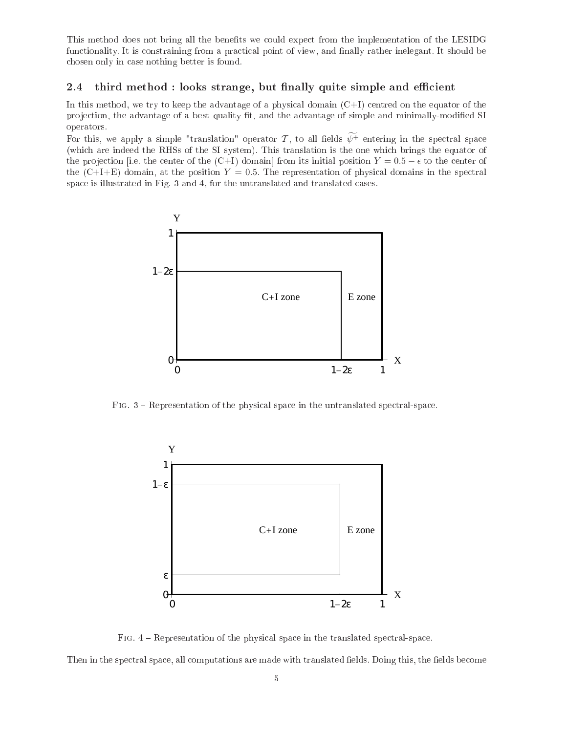This method does not bring all the benefits we could expect from the implementation of the LESIDG functionality. It is constraining from a practical point of view, and finally rather inelegant. It should be chosen only in case nothing better is found.

### 2.4 third method : looks strange, but finally quite simple and efficient

In this method, we try to keep the advantage of a physical domain (C+I) centred on the equator of the projection, the advantage of a best quality fit, and the advantage of simple and minimally-modified SI operators.

For this, we apply a simple "translation" operator $\mathcal{T}$, to all fields $\widetilde{\psi^+}$ entering in the spectral space (which are indeed the RHSs of the SI system). This translation is the one which brings the equator of the projection [i.e. the center of the (C+I) domain] from its initial position $Y = 0.5 - \epsilon$ to the center of the (C+I+E) domain, at the position $Y = 0.5$. The representation of physical domains in the spectral space is illustrated in Fig. 3 and 4, for the untranslated and translated cases.

Fig. 3 – Representation of the physical space in the untranslated spectral-space.

Fig. 4 – Representation of the physical space in the translated spectral-space.

Then in the spectral space, all computations are made with translated fields. Doing this, the fields become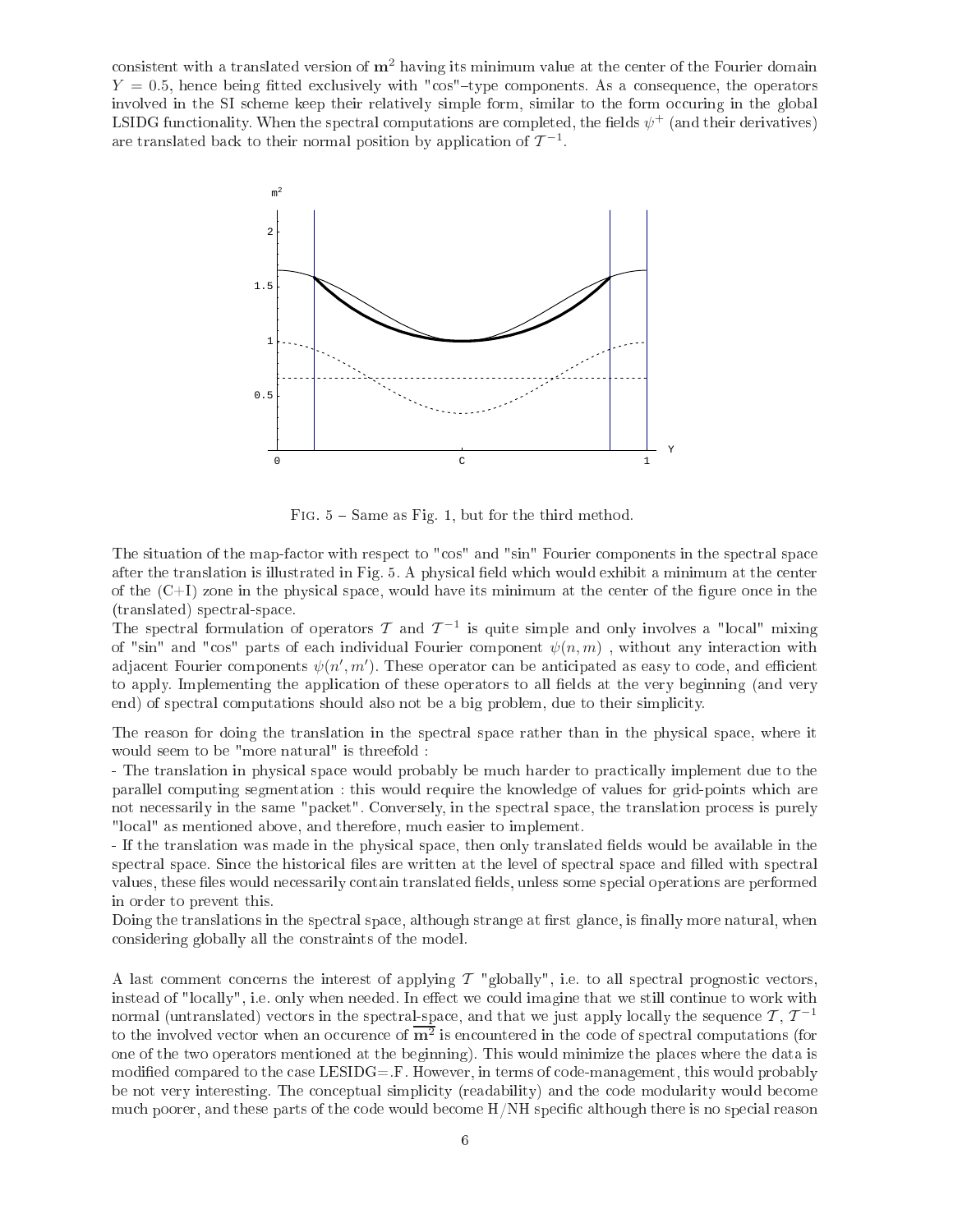consistent with a translated version of $\mathbf{m}^2$ having its minimum value at the center of the Fourier domain $Y = 0.5$, hence being fitted exclusively with "cos"–type components. As a consequence, the operators involved in the SI scheme keep their relatively simple form, similar to the form occuring in the global LSIDG functionality. When the spectral computations are completed, the fields $\psi^+$ (and their derivatives) are translated back to their normal position by application of $\mathcal{T}^{-1}$.

FIG. 5 – Same as Fig. 1, but for the third method.

The situation of the map-factor with respect to "cos" and "sin" Fourier components in the spectral space after the translation is illustrated in Fig. 5. A physical field which would exhibit a minimum at the center of the (C+I) zone in the physical space, would have its minimum at the center of the figure once in the (translated) spectral-space.
The spectral formulation of operators $\mathcal{T}$ and $\mathcal{T}^{-1}$ is quite simple and only involves a "local" mixing of "sin" and "cos" parts of each individual Fourier component $\psi(n, m)$ , without any interaction with adjacent Fourier components $\psi(n', m')$. These operator can be anticipated as easy to code, and efficient to apply. Implementing the application of these operators to all fields at the very beginning (and very end) of spectral computations should also not be a big problem, due to their simplicity.

The reason for doing the translation in the spectral space rather than in the physical space, where it would seem to be "more natural" is threefold :
- The translation in physical space would probably be much harder to practically implement due to the parallel computing segmentation : this would require the knowledge of values for grid-points which are not necessarily in the same "packet". Conversely, in the spectral space, the translation process is purely "local" as mentioned above, and therefore, much easier to implement.
- If the translation was made in the physical space, then only translated fields would be available in the spectral space. Since the historical files are written at the level of spectral space and filled with spectral values, these files would necessarily contain translated fields, unless some special operations are performed in order to prevent this.
Doing the translations in the spectral space, although strange at first glance, is finally more natural, when considering globally all the constraints of the model.

A last comment concerns the interest of applying $\mathcal{T}$ "globally", i.e. to all spectral prognostic vectors, instead of "locally", i.e. only when needed. In effect we could imagine that we still continue to work with normal (untranslated) vectors in the spectral-space, and that we just apply locally the sequence $\mathcal{T}$, $\mathcal{T}^{-1}$ to the involved vector when an occurence of $\overline{\mathbf{m}^2}$ is encountered in the code of spectral computations (for one of the two operators mentioned at the beginning). This would minimize the places where the data is modified compared to the case LESIDG=.F. However, in terms of code-management, this would probably be not very interesting. The conceptual simplicity (readability) and the code modularity would become much poorer, and these parts of the code would become H/NH specific although there is no special reason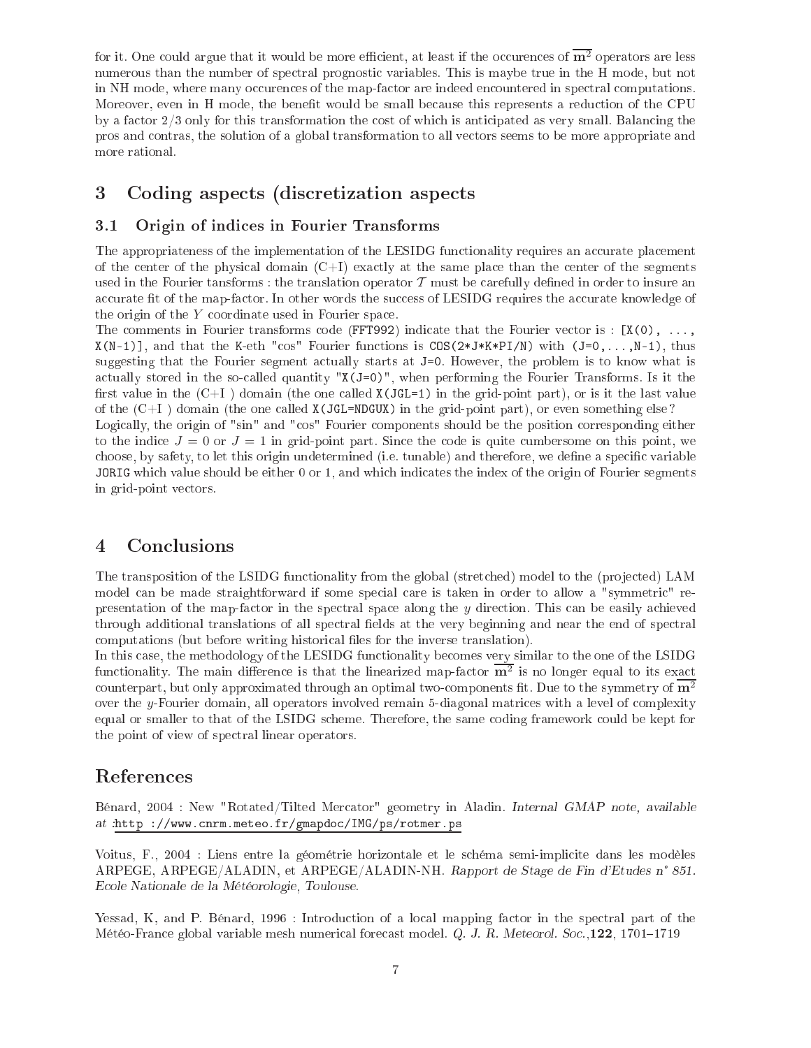for it. One could argue that it would be more efficient, at least if the occurences of $\overline{\mathbf{m}^2}$ operators are less numerous than the number of spectral prognostic variables. This is maybe true in the H mode, but not in NH mode, where many occurences of the map-factor are indeed encountered in spectral computations. Moreover, even in H mode, the benefit would be small because this represents a reduction of the CPU by a factor 2/3 only for this transformation the cost of which is anticipated as very small. Balancing the pros and contras, the solution of a global transformation to all vectors seems to be more appropriate and more rational.

## 3 Coding aspects (discretization aspects

### 3.1 Origin of indices in Fourier Transforms

The appropriateness of the implementation of the LESIDG functionality requires an accurate placement of the center of the physical domain (C+I) exactly at the same place than the center of the segments used in the Fourier tansforms : the translation operator $\mathcal{T}$ must be carefully defined in order to insure an accurate fit of the map-factor. In other words the success of LESIDG requires the accurate knowledge of the origin of the $Y$ coordinate used in Fourier space.

The comments in Fourier transforms code (`FFT992`) indicate that the Fourier vector is : `[X(0), ..., X(N-1)]`, and that the K-eth "cos" Fourier functions is `COS(2*J*K*PI/N)` with `(J=0,...,N-1)`, thus suggesting that the Fourier segment actually starts at `J=0`. However, the problem is to know what is actually stored in the so-called quantity "`X(J=0)`", when performing the Fourier Transforms. Is it the first value in the (C+I ) domain (the one called `X(JGL=1)` in the grid-point part), or is it the last value of the (C+I ) domain (the one called `X(JGL=NDGUX)` in the grid-point part), or even something else?

Logically, the origin of "sin" and "cos" Fourier components should be the position corresponding either to the indice $J = 0$ or $J = 1$ in grid-point part. Since the code is quite cumbersome on this point, we choose, by safety, to let this origin undetermined (i.e. tunable) and therefore, we define a specific variable `JORIG` which value should be either 0 or 1, and which indicates the index of the origin of Fourier segments in grid-point vectors.

## 4 Conclusions

The transposition of the LSIDG functionality from the global (stretched) model to the (projected) LAM model can be made straightforward if some special care is taken in order to allow a "symmetric" representation of the map-factor in the spectral space along the $y$ direction. This can be easily achieved through additional translations of all spectral fields at the very beginning and near the end of spectral computations (but before writing historical files for the inverse translation).

In this case, the methodology of the LESIDG functionality becomes very similar to the one of the LSIDG functionality. The main difference is that the linearized map-factor $\overline{\mathbf{m}^2}$ is no longer equal to its exact counterpart, but only approximated through an optimal two-components fit. Due to the symmetry of $\overline{\mathbf{m}^2}$ over the $y$-Fourier domain, all operators involved remain 5-diagonal matrices with a level of complexity equal or smaller to that of the LSIDG scheme. Therefore, the same coding framework could be kept for the point of view of spectral linear operators.

## References

Bénard, 2004 : New "Rotated/Tilted Mercator" geometry in Aladin. *Internal GMAP note, available at :*http ://www.cnrm.meteo.fr/gmapdoc/IMG/ps/rotmer.ps

Voitus, F., 2004 : Liens entre la géométrie horizontale et le schéma semi-implicite dans les modèles ARPEGE, ARPEGE/ALADIN, et ARPEGE/ALADIN-NH. *Rapport de Stage de Fin d'Etudes n° 851. Ecole Nationale de la Météorologie, Toulouse*.

Yessad, K, and P. Bénard, 1996 : Introduction of a local mapping factor in the spectral part of the Météo-France global variable mesh numerical forecast model. *Q. J. R. Meteorol. Soc.*,**122**, 1701–1719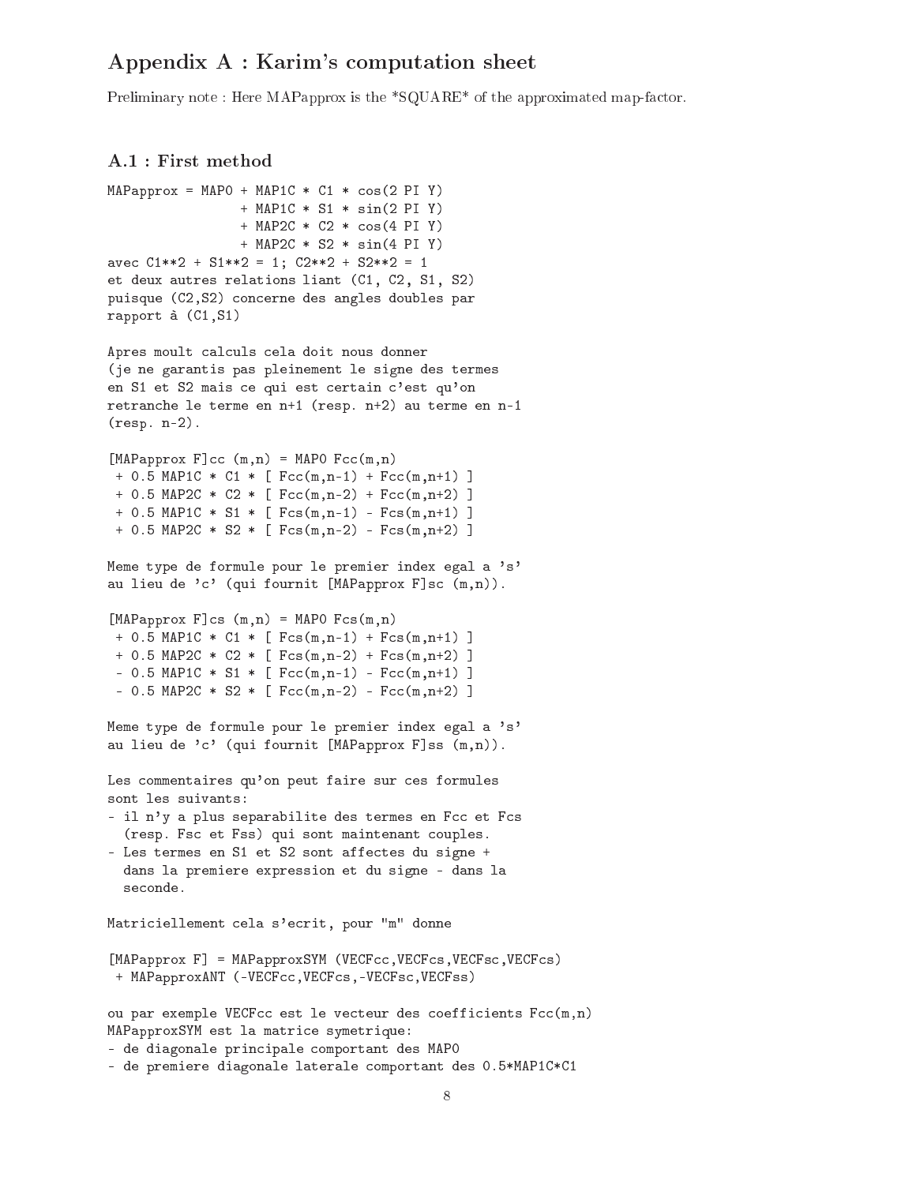## Appendix A : Karim's computation sheet

Preliminary note : Here MAPapprox is the *SQUARE* of the approximated map-factor.

### A.1 : First method

```
MAPapprox = MAP0 + MAP1C * C1 * cos(2 PI Y)
                 + MAP1C * S1 * sin(2 PI Y)
                 + MAP2C * C2 * cos(4 PI Y)
                 + MAP2C * S2 * sin(4 PI Y)
avec C1**2 + S1**2 = 1; C2**2 + S2**2 = 1
et deux autres relations liant (C1, C2, S1, S2)
puisque (C2,S2) concerne des angles doubles par
rapport à (C1,S1)

Apres moult calculs cela doit nous donner
(je ne garantis pas pleinement le signe des termes
en S1 et S2 mais ce qui est certain c'est qu'on
retranche le terme en n+1 (resp. n+2) au terme en n-1
(resp. n-2).

[MAPapprox F]cc (m,n) = MAP0 Fcc(m,n)
 + 0.5 MAP1C * C1 * [ Fcc(m,n-1) + Fcc(m,n+1) ]
 + 0.5 MAP2C * C2 * [ Fcc(m,n-2) + Fcc(m,n+2) ]
 + 0.5 MAP1C * S1 * [ Fcs(m,n-1) - Fcs(m,n+1) ]
 + 0.5 MAP2C * S2 * [ Fcs(m,n-2) - Fcs(m,n+2) ]

Meme type de formule pour le premier index egal a 's'
au lieu de 'c' (qui fournit [MAPapprox F]sc (m,n)).

[MAPapprox F]cs (m,n) = MAP0 Fcs(m,n)
 + 0.5 MAP1C * C1 * [ Fcs(m,n-1) + Fcs(m,n+1) ]
 + 0.5 MAP2C * C2 * [ Fcs(m,n-2) + Fcs(m,n+2) ]
 - 0.5 MAP1C * S1 * [ Fcc(m,n-1) - Fcc(m,n+1) ]
 - 0.5 MAP2C * S2 * [ Fcc(m,n-2) - Fcc(m,n+2) ]

Meme type de formule pour le premier index egal a 's'
au lieu de 'c' (qui fournit [MAPapprox F]ss (m,n)).

Les commentaires qu'on peut faire sur ces formules
sont les suivants:
- il n'y a plus separabilite des termes en Fcc et Fcs
  (resp. Fsc et Fss) qui sont maintenant couples.
- Les termes en S1 et S2 sont affectes du signe +
  dans la premiere expression et du signe - dans la
  seconde.

Matriciellement cela s'ecrit, pour "m" donne

[MAPapprox F] = MAPapproxSYM (VECFcc,VECFcs,VECFsc,VECFcs)
 + MAPapproxANT (-VECFcc,VECFcs,-VECFsc,VECFss)

ou par exemple VECFcc est le vecteur des coefficients Fcc(m,n)
MAPapproxSYM est la matrice symetrique:
- de diagonale principale comportant des MAP0
- de premiere diagonale laterale comportant des 0.5*MAP1C*C1
```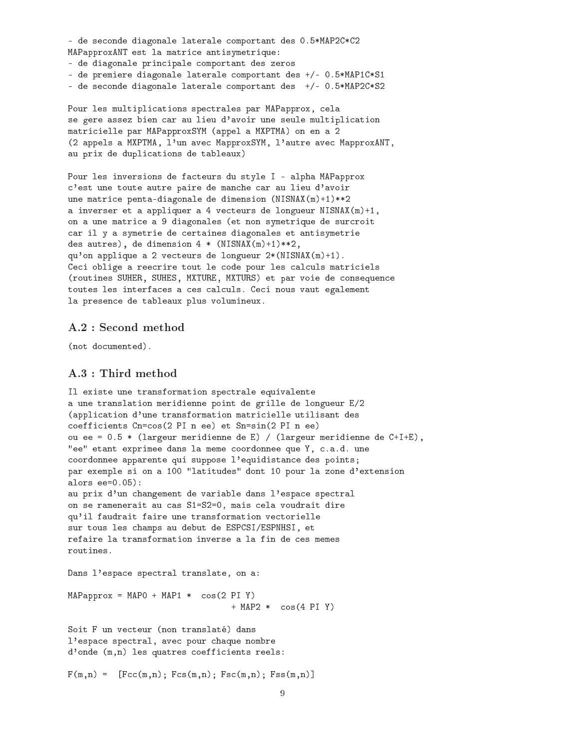```
- de seconde diagonale laterale comportant des 0.5*MAP2C*C2
MAPapproxANT est la matrice antisymetrique:
- de diagonale principale comportant des zeros
- de premiere diagonale laterale comportant des +/- 0.5*MAP1C*S1
- de seconde diagonale laterale comportant des  +/- 0.5*MAP2C*S2

Pour les multiplications spectrales par MAPapprox, cela
se gere assez bien car au lieu d'avoir une seule multiplication
matricielle par MAPapproxSYM (appel a MXPTMA) on en a 2
(2 appels a MXPTMA, l'un avec MapproxSYM, l'autre avec MapproxANT,
au prix de duplications de tableaux)

Pour les inversions de facteurs du style I - alpha MAPapprox
c'est une toute autre paire de manche car au lieu d'avoir
une matrice penta-diagonale de dimension (NISNAX(m)+1)**2
a inverser et a appliquer a 4 vecteurs de longueur NISNAX(m)+1,
on a une matrice a 9 diagonales (et non symetrique de surcroit
car il y a symetrie de certaines diagonales et antisymetrie
des autres), de dimension 4 * (NISNAX(m)+1)**2,
qu'on applique a 2 vecteurs de longueur 2*(NISNAX(m)+1).
Ceci oblige a reecrire tout le code pour les calculs matriciels
(routines SUHER, SUHES, MXTURE, MXTURS) et par voie de consequence
toutes les interfaces a ces calculs. Ceci nous vaut egalement
la presence de tableaux plus volumineux.
```

## A.2 : Second method

```
(not documented).
```

## A.3 : Third method

```
Il existe une transformation spectrale equivalente
a une translation meridienne point de grille de longueur E/2
(application d'une transformation matricielle utilisant des
coefficients Cn=cos(2 PI n ee) et Sn=sin(2 PI n ee)
ou ee = 0.5 * (largeur meridienne de E) / (largeur meridienne de C+I+E),
"ee" etant exprimee dans la meme coordonnee que Y, c.a.d. une
coordonnee apparente qui suppose l'equidistance des points;
par exemple si on a 100 "latitudes" dont 10 pour la zone d'extension
alors ee=0.05):
au prix d'un changement de variable dans l'espace spectral
on se ramenerait au cas S1=S2=0, mais cela voudrait dire
qu'il faudrait faire une transformation vectorielle
sur tous les champs au debut de ESPCSI/ESPNHSI, et
refaire la transformation inverse a la fin de ces memes
routines.

Dans l'espace spectral translate, on a:

MAPapprox = MAP0 + MAP1 *  cos(2 PI Y)
                                 + MAP2 *  cos(4 PI Y)

Soit F un vecteur (non translaté) dans
l'espace spectral, avec pour chaque nombre
d'onde (m,n) les quatres coefficients reels:

F(m,n) =  [Fcc(m,n); Fcs(m,n); Fsc(m,n); Fss(m,n)]
```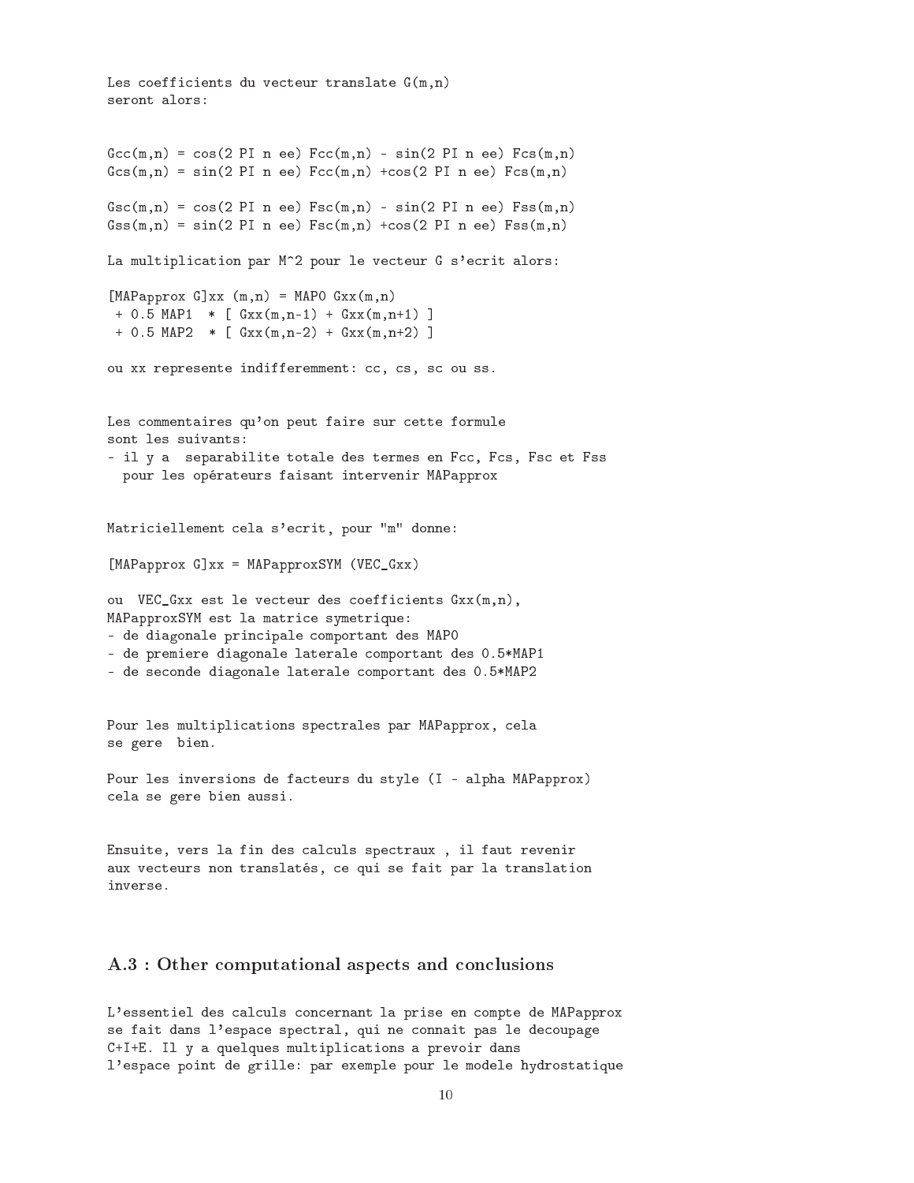Les coefficients du vecteur translate G(m,n)
seront alors:

```
Gcc(m,n) = cos(2 PI n ee) Fcc(m,n) - sin(2 PI n ee) Fcs(m,n)
Gcs(m,n) = sin(2 PI n ee) Fcc(m,n) +cos(2 PI n ee) Fcs(m,n)

Gsc(m,n) = cos(2 PI n ee) Fsc(m,n) - sin(2 PI n ee) Fss(m,n)
Gss(m,n) = sin(2 PI n ee) Fsc(m,n) +cos(2 PI n ee) Fss(m,n)
```

La multiplication par M^2 pour le vecteur G s'ecrit alors:

```
[MAPapprox G]xx (m,n) = MAP0 Gxx(m,n)
 + 0.5 MAP1  * [ Gxx(m,n-1) + Gxx(m,n+1) ]
 + 0.5 MAP2  * [ Gxx(m,n-2) + Gxx(m,n+2) ]
```

ou xx represente indifferemment: cc, cs, sc ou ss.

Les commentaires qu'on peut faire sur cette formule
sont les suivants:

- il y a separabilite totale des termes en Fcc, Fcs, Fsc et Fss
  pour les opérateurs faisant intervenir MAPapprox

Matriciellement cela s'ecrit, pour "m" donne:

```
[MAPapprox G]xx = MAPapproxSYM (VEC_Gxx)
```

ou VEC_Gxx est le vecteur des coefficients Gxx(m,n),
MAPapproxSYM est la matrice symetrique:

- de diagonale principale comportant des MAP0
- de premiere diagonale laterale comportant des 0.5*MAP1
- de seconde diagonale laterale comportant des 0.5*MAP2

Pour les multiplications spectrales par MAPapprox, cela
se gere bien.

Pour les inversions de facteurs du style (I - alpha MAPapprox)
cela se gere bien aussi.

Ensuite, vers la fin des calculs spectraux , il faut revenir
aux vecteurs non translatés, ce qui se fait par la translation
inverse.

## A.3 : Other computational aspects and conclusions

L'essentiel des calculs concernant la prise en compte de MAPapprox
se fait dans l'espace spectral, qui ne connait pas le decoupage
C+I+E. Il y a quelques multiplications a prevoir dans
l'espace point de grille: par exemple pour le modele hydrostatique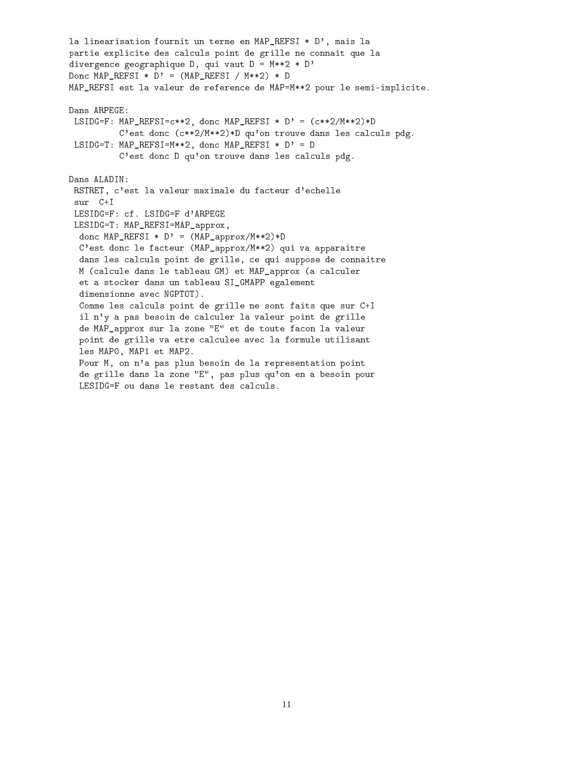```
la linearisation fournit un terme en MAP_REFSI * D', mais la
partie explicite des calculs point de grille ne connait que la
divergence geographique D, qui vaut D = M**2 * D'
Donc MAP_REFSI * D' = (MAP_REFSI / M**2) * D
MAP_REFSI est la valeur de reference de MAP=M**2 pour le semi-implicite.

Dans ARPEGE:
 LSIDG=F: MAP_REFSI=c**2, donc MAP_REFSI * D' = (c**2/M**2)*D
          C'est donc (c**2/M**2)*D qu'on trouve dans les calculs pdg.
 LSIDG=T: MAP_REFSI=M**2, donc MAP_REFSI * D' = D
          C'est donc D qu'on trouve dans les calculs pdg.

Dans ALADIN:
 RSTRET, c'est la valeur maximale du facteur d'echelle
 sur  C+I
 LESIDG=F: cf. LSIDG=F d'ARPEGE
 LESIDG=T: MAP_REFSI=MAP_approx,
  donc MAP_REFSI * D' = (MAP_approx/M**2)*D
  C'est donc le facteur (MAP_approx/M**2) qui va apparaitre
  dans les calculs point de grille, ce qui suppose de connaitre
  M (calcule dans le tableau GM) et MAP_approx (a calculer
  et a stocker dans un tableau SI_GMAPP egalement
  dimensionne avec NGPTOT).
  Comme les calculs point de grille ne sont faits que sur C+I
  il n'y a pas besoin de calculer la valeur point de grille
  de MAP_approx sur la zone "E" et de toute facon la valeur
  point de grille va etre calculee avec la formule utilisant
  les MAP0, MAP1 et MAP2.
  Pour M, on n'a pas plus besoin de la representation point
  de grille dans la zone "E", pas plus qu'on en a besoin pour
  LESIDG=F ou dans le restant des calculs.
```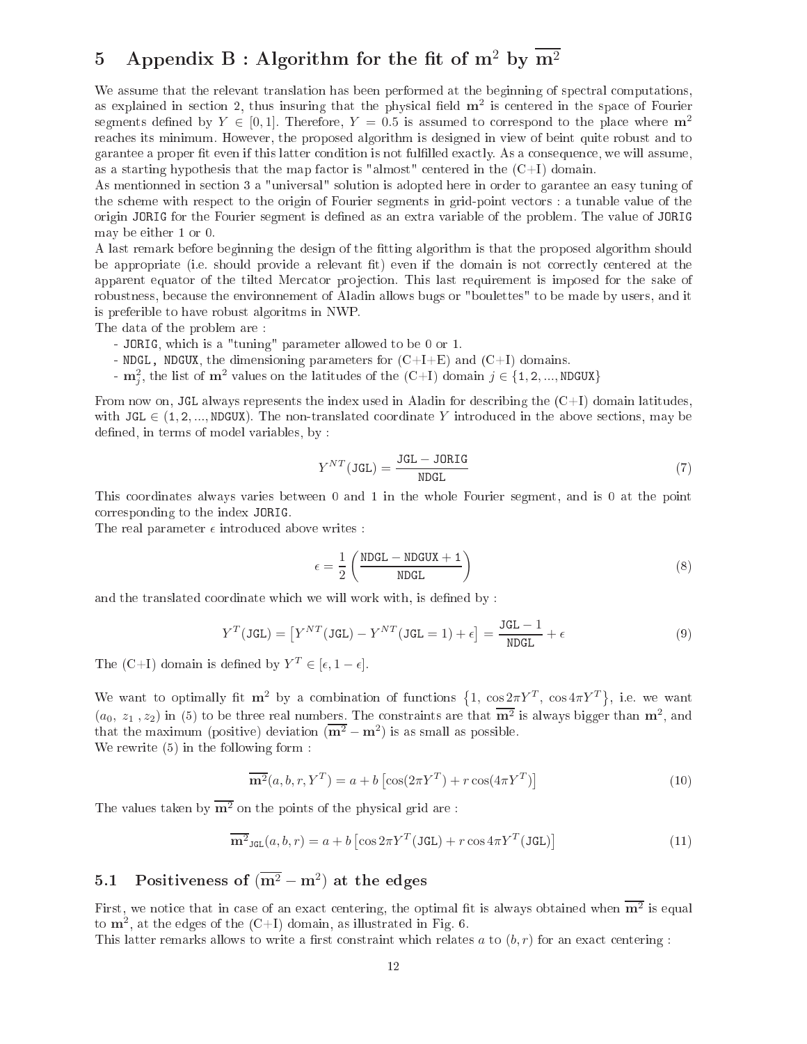# 5 Appendix B : Algorithm for the fit of $\mathbf{m}^2$ by $\overline{\mathbf{m}^2}$

We assume that the relevant translation has been performed at the beginning of spectral computations, as explained in section 2, thus insuring that the physical field $\mathbf{m}^2$ is centered in the space of Fourier segments defined by $Y \in [0, 1]$. Therefore, $Y = 0.5$ is assumed to correspond to the place where $\mathbf{m}^2$ reaches its minimum. However, the proposed algorithm is designed in view of beint quite robust and to garantee a proper fit even if this latter condition is not fulfilled exactly. As a consequence, we will assume, as a starting hypothesis that the map factor is "almost" centered in the (C+I) domain.
As mentionned in section 3 a "universal" solution is adopted here in order to garantee an easy tuning of the scheme with respect to the origin of Fourier segments in grid-point vectors : a tunable value of the origin `JORIG` for the Fourier segment is defined as an extra variable of the problem. The value of `JORIG` may be either 1 or 0.
A last remark before beginning the design of the fitting algorithm is that the proposed algorithm should be appropriate (i.e. should provide a relevant fit) even if the domain is not correctly centered at the apparent equator of the tilted Mercator projection. This last requirement is imposed for the sake of robustness, because the environnement of Aladin allows bugs or "boulettes" to be made by users, and it is preferible to have robust algoritms in NWP.
The data of the problem are :

- `JORIG`, which is a "tuning" parameter allowed to be 0 or 1.
- `NDGL`, `NDGUX`, the dimensioning parameters for (C+I+E) and (C+I) domains.
- $\mathbf{m}_j^2$, the list of $\mathbf{m}^2$ values on the latitudes of the (C+I) domain $j \in \{1, 2, ..., \texttt{NDGUX}\}$

From now on, `JGL` always represents the index used in Aladin for describing the (C+I) domain latitudes, with $\texttt{JGL} \in (1, 2, ..., \texttt{NDGUX})$. The non-translated coordinate $Y$ introduced in the above sections, may be defined, in terms of model variables, by :

$$Y^{NT}(\texttt{JGL}) = \frac{\texttt{JGL} - \texttt{JORIG}}{\texttt{NDGL}} \tag{7}$$

This coordinates always varies between 0 and 1 in the whole Fourier segment, and is 0 at the point corresponding to the index `JORIG`.
The real parameter $\epsilon$ introduced above writes :

$$\epsilon = \frac{1}{2} \left( \frac{\texttt{NDGL} - \texttt{NDGUX} + 1}{\texttt{NDGL}} \right) \tag{8}$$

and the translated coordinate which we will work with, is defined by :

$$Y^{T}(\texttt{JGL}) = \left[ Y^{NT}(\texttt{JGL}) - Y^{NT}(\texttt{JGL} = 1) + \epsilon \right] = \frac{\texttt{JGL} - 1}{\texttt{NDGL}} + \epsilon \tag{9}$$

The (C+I) domain is defined by $Y^T \in [\epsilon, 1 - \epsilon]$.

We want to optimally fit $\mathbf{m}^2$ by a combination of functions $\{1, \cos 2\pi Y^T, \cos 4\pi Y^T\}$, i.e. we want $(a_0, z_1, z_2)$ in (5) to be three real numbers. The constraints are that $\overline{\mathbf{m}^2}$ is always bigger than $\mathbf{m}^2$, and that the maximum (positive) deviation $(\overline{\mathbf{m}^2} - \mathbf{m}^2)$ is as small as possible.
We rewrite (5) in the following form :

$$\overline{\mathbf{m}^2}(a, b, r, Y^T) = a + b \left[ \cos(2\pi Y^T) + r \cos(4\pi Y^T) \right] \tag{10}$$

The values taken by $\overline{\mathbf{m}^2}$ on the points of the physical grid are :

$$\overline{\mathbf{m}^2}_{\texttt{JGL}}(a, b, r) = a + b \left[ \cos 2\pi Y^T(\texttt{JGL}) + r \cos 4\pi Y^T(\texttt{JGL}) \right] \tag{11}$$

## 5.1 Positiveness of $(\overline{\mathbf{m}^2} - \mathbf{m}^2)$ at the edges

First, we notice that in case of an exact centering, the optimal fit is always obtained when $\overline{\mathbf{m}^2}$ is equal to $\mathbf{m}^2$, at the edges of the (C+I) domain, as illustrated in Fig. 6.
This latter remarks allows to write a first constraint which relates $a$ to $(b, r)$ for an exact centering :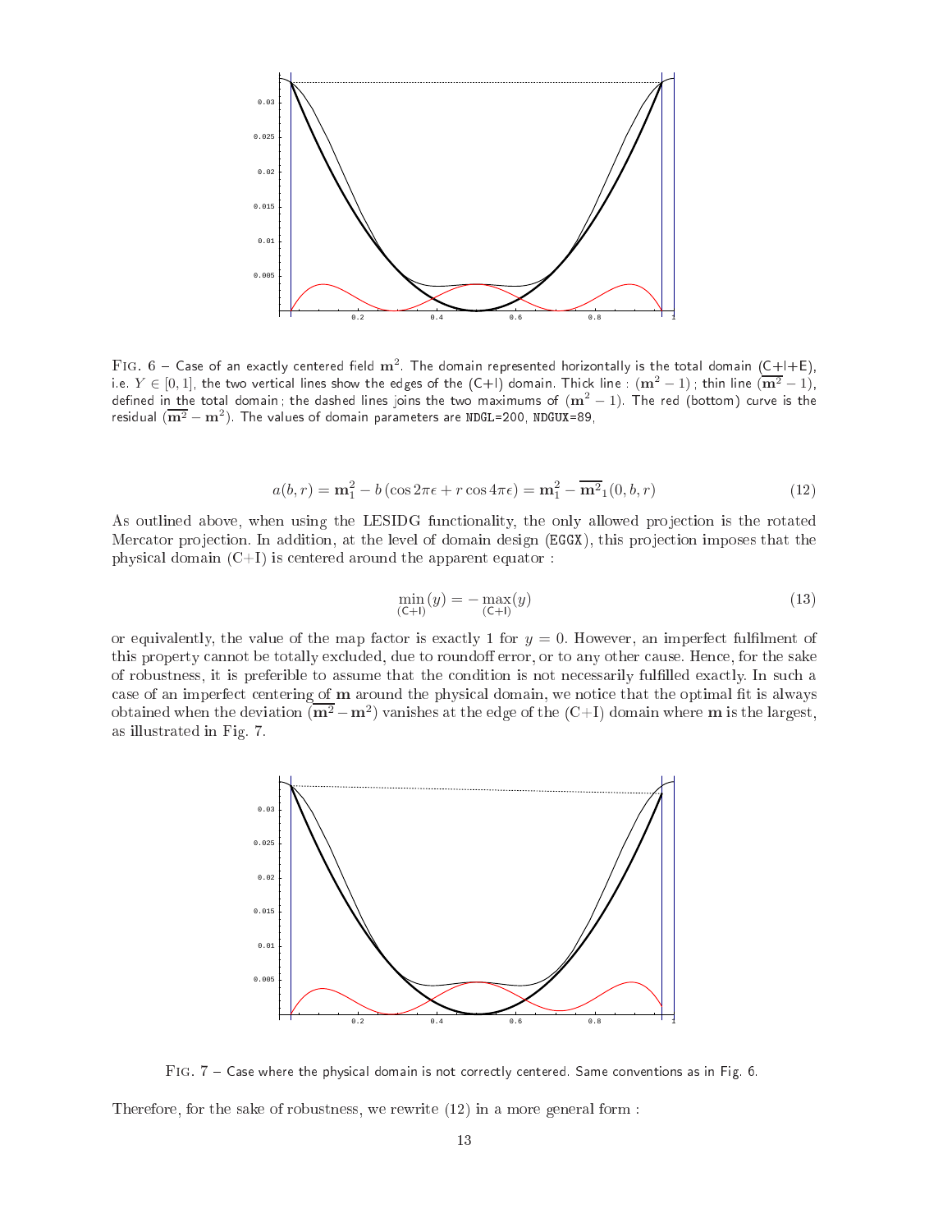FIG. 6 – Case of an exactly centered field $\mathbf{m}^2$. The domain represented horizontally is the total domain (C+I+E), i.e. $Y \in [0,1]$, the two vertical lines show the edges of the (C+I) domain. Thick line : $(\mathbf{m}^2 - 1)$ ; thin line $(\overline{\mathbf{m}^2} - 1)$, defined in the total domain ; the dashed lines joins the two maximums of $(\mathbf{m}^2 - 1)$. The red (bottom) curve is the residual $(\overline{\mathbf{m}^2} - \mathbf{m}^2)$. The values of domain parameters are `NDGL=200`, `NDGUX=89`,

$$a(b,r) = \mathbf{m}_1^2 - b\,(\cos 2\pi\epsilon + r\cos 4\pi\epsilon) = \mathbf{m}_1^2 - \overline{\mathbf{m}^2}_1(0,b,r) \tag{12}$$

As outlined above, when using the LESIDG functionality, the only allowed projection is the rotated Mercator projection. In addition, at the level of domain design (`EGGX`), this projection imposes that the physical domain (C+I) is centered around the apparent equator :

$$\min_{\text{(C+I)}}(y) = -\max_{\text{(C+I)}}(y) \tag{13}$$

or equivalently, the value of the map factor is exactly 1 for $y = 0$. However, an imperfect fulfilment of this property cannot be totally excluded, due to roundoff error, or to any other cause. Hence, for the sake of robustness, it is preferible to assume that the condition is not necessarily fulfilled exactly. In such a case of an imperfect centering of $\mathbf{m}$ around the physical domain, we notice that the optimal fit is always obtained when the deviation $(\overline{\mathbf{m}^2} - \mathbf{m}^2)$ vanishes at the edge of the (C+I) domain where $\mathbf{m}$ is the largest, as illustrated in Fig. 7.

FIG. 7 – Case where the physical domain is not correctly centered. Same conventions as in Fig. 6.

Therefore, for the sake of robustness, we rewrite (12) in a more general form :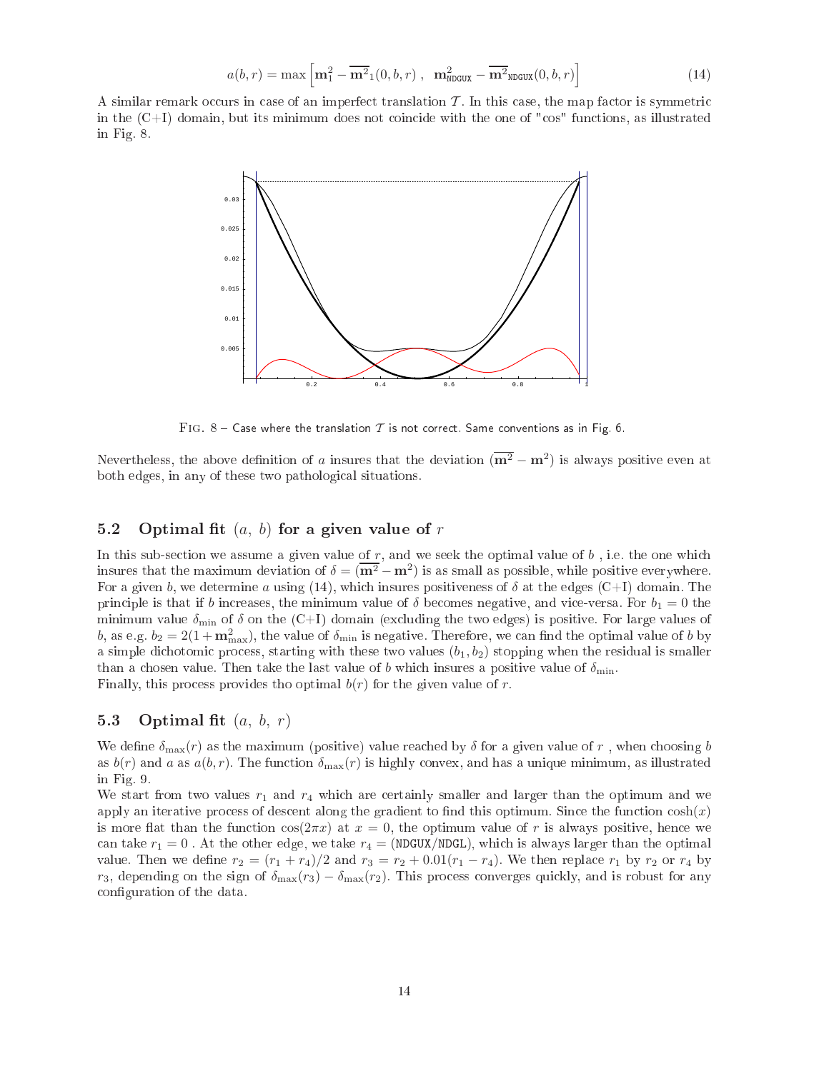$$a(b,r) = \max\left[\mathbf{m}_1^2 - \overline{\mathbf{m}^2}_1(0,b,r)\ ,\ \ \mathbf{m}_{\mathtt{NDGUX}}^2 - \overline{\mathbf{m}^2}_{\mathtt{NDGUX}}(0,b,r)\right] \tag{14}$$

A similar remark occurs in case of an imperfect translation $\mathcal{T}$. In this case, the map factor is symmetric in the (C+I) domain, but its minimum does not coincide with the one of "cos" functions, as illustrated in Fig. 8.

FIG. 8 – Case where the translation $\mathcal{T}$ is not correct. Same conventions as in Fig. 6.

Nevertheless, the above definition of $a$ insures that the deviation $(\overline{\mathbf{m}^2} - \mathbf{m}^2)$ is always positive even at both edges, in any of these two pathological situations.

## 5.2 Optimal fit $(a,\ b)$ for a given value of $r$

In this sub-section we assume a given value of $r$, and we seek the optimal value of $b$ , i.e. the one which insures that the maximum deviation of $\delta = (\overline{\mathbf{m}^2} - \mathbf{m}^2)$ is as small as possible, while positive everywhere. For a given $b$, we determine $a$ using (14), which insures positiveness of $\delta$ at the edges (C+I) domain. The principle is that if $b$ increases, the minimum value of $\delta$ becomes negative, and vice-versa. For $b_1 = 0$ the minimum value $\delta_{\min}$ of $\delta$ on the (C+I) domain (excluding the two edges) is positive. For large values of $b$, as e.g. $b_2 = 2(1 + \mathbf{m}_{\max}^2)$, the value of $\delta_{\min}$ is negative. Therefore, we can find the optimal value of $b$ by a simple dichotomic process, starting with these two values $(b_1, b_2)$ stopping when the residual is smaller than a chosen value. Then take the last value of $b$ which insures a positive value of $\delta_{\min}$.
Finally, this process provides tho optimal $b(r)$ for the given value of $r$.

## 5.3 Optimal fit $(a,\ b,\ r)$

We define $\delta_{\max}(r)$ as the maximum (positive) value reached by $\delta$ for a given value of $r$ , when choosing $b$ as $b(r)$ and $a$ as $a(b,r)$. The function $\delta_{\max}(r)$ is highly convex, and has a unique minimum, as illustrated in Fig. 9.
We start from two values $r_1$ and $r_4$ which are certainly smaller and larger than the optimum and we apply an iterative process of descent along the gradient to find this optimum. Since the function $\cosh(x)$ is more flat than the function $\cos(2\pi x)$ at $x = 0$, the optimum value of $r$ is always positive, hence we can take $r_1 = 0$ . At the other edge, we take $r_4 = (\mathtt{NDGUX}/\mathtt{NDGL})$, which is always larger than the optimal value. Then we define $r_2 = (r_1 + r_4)/2$ and $r_3 = r_2 + 0.01(r_1 - r_4)$. We then replace $r_1$ by $r_2$ or $r_4$ by $r_3$, depending on the sign of $\delta_{\max}(r_3) - \delta_{\max}(r_2)$. This process converges quickly, and is robust for any configuration of the data.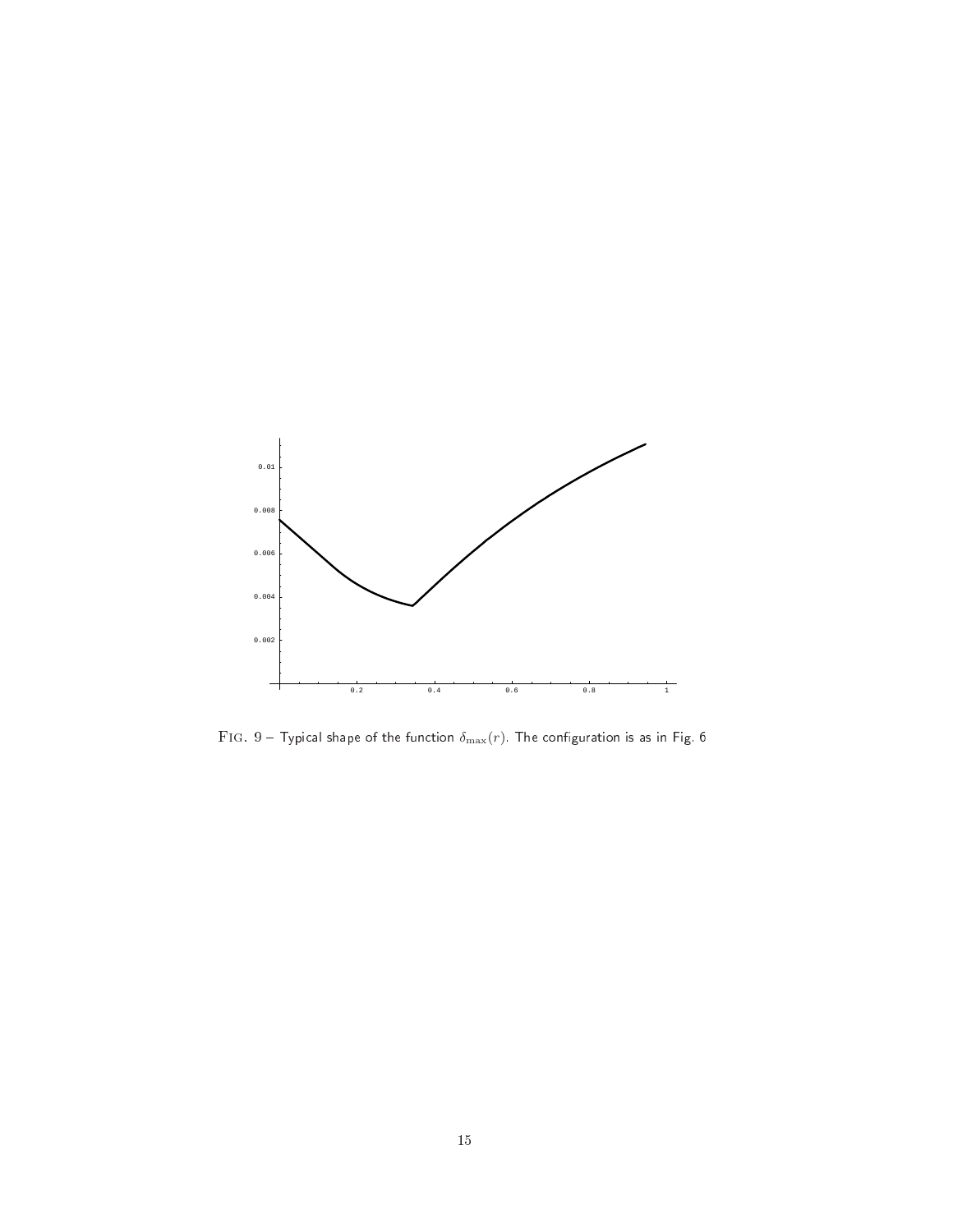0.01

0.008

0.006

0.004

0.002

0.2

0.4

0.6

0.8

1

FIG. 9 – Typical shape of the function $\delta_{\max}(r)$. The configuration is as in Fig. 6